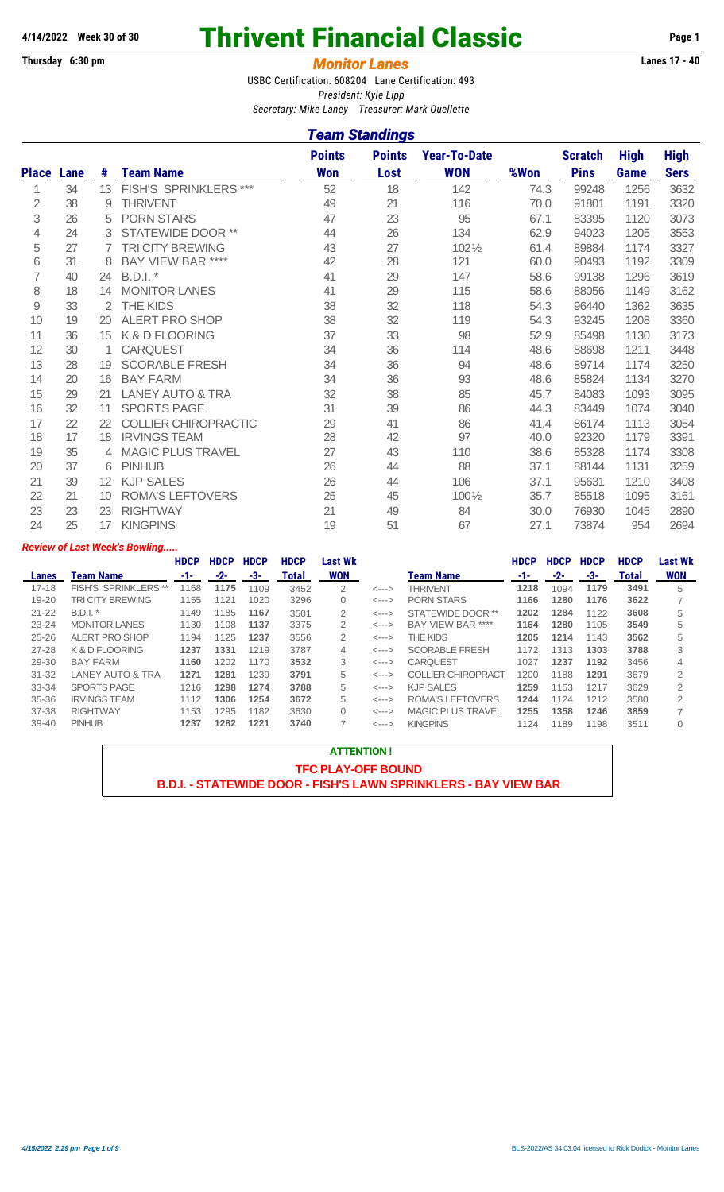4/14/2022 Week 30 of 30

# Thrivent Financial Classic

Thursday 6:30 pm

## *Monitor Lanes*

Lanes 17 - 40

USBC Certification: 608204 Lane Certification: 493

*President: Kyle Lipp*

*Secretary: Mike Laney Treasurer: Mark Ouellette*

## *Team Standings*

| Place | Lane | # | Team Name | Points Won | Points Lost | Year-To-Date WON | %Won | Scratch Pins | High Game | High Sers |
|---|---|---|---|---|---|---|---|---|---|---|
| 1 | 34 | 13 | FISH'S SPRINKLERS *** | 52 | 18 | 142 | 74.3 | 99248 | 1256 | 3632 |
| 2 | 38 | 9 | THRIVENT | 49 | 21 | 116 | 70.0 | 91801 | 1191 | 3320 |
| 3 | 26 | 5 | PORN STARS | 47 | 23 | 95 | 67.1 | 83395 | 1120 | 3073 |
| 4 | 24 | 3 | STATEWIDE DOOR ** | 44 | 26 | 134 | 62.9 | 94023 | 1205 | 3553 |
| 5 | 27 | 7 | TRI CITY BREWING | 43 | 27 | 102½ | 61.4 | 89884 | 1174 | 3327 |
| 6 | 31 | 8 | BAY VIEW BAR **** | 42 | 28 | 121 | 60.0 | 90493 | 1192 | 3309 |
| 7 | 40 | 24 | B.D.I. * | 41 | 29 | 147 | 58.6 | 99138 | 1296 | 3619 |
| 8 | 18 | 14 | MONITOR LANES | 41 | 29 | 115 | 58.6 | 88056 | 1149 | 3162 |
| 9 | 33 | 2 | THE KIDS | 38 | 32 | 118 | 54.3 | 96440 | 1362 | 3635 |
| 10 | 19 | 20 | ALERT PRO SHOP | 38 | 32 | 119 | 54.3 | 93245 | 1208 | 3360 |
| 11 | 36 | 15 | K & D FLOORING | 37 | 33 | 98 | 52.9 | 85498 | 1130 | 3173 |
| 12 | 30 | 1 | CARQUEST | 34 | 36 | 114 | 48.6 | 88698 | 1211 | 3448 |
| 13 | 28 | 19 | SCORABLE FRESH | 34 | 36 | 94 | 48.6 | 89714 | 1174 | 3250 |
| 14 | 20 | 16 | BAY FARM | 34 | 36 | 93 | 48.6 | 85824 | 1134 | 3270 |
| 15 | 29 | 21 | LANEY AUTO & TRA | 32 | 38 | 85 | 45.7 | 84083 | 1093 | 3095 |
| 16 | 32 | 11 | SPORTS PAGE | 31 | 39 | 86 | 44.3 | 83449 | 1074 | 3040 |
| 17 | 22 | 22 | COLLIER CHIROPRACTIC | 29 | 41 | 86 | 41.4 | 86174 | 1113 | 3054 |
| 18 | 17 | 18 | IRVINGS TEAM | 28 | 42 | 97 | 40.0 | 92320 | 1179 | 3391 |
| 19 | 35 | 4 | MAGIC PLUS TRAVEL | 27 | 43 | 110 | 38.6 | 85328 | 1174 | 3308 |
| 20 | 37 | 6 | PINHUB | 26 | 44 | 88 | 37.1 | 88144 | 1131 | 3259 |
| 21 | 39 | 12 | KJP SALES | 26 | 44 | 106 | 37.1 | 95631 | 1210 | 3408 |
| 22 | 21 | 10 | ROMA'S LEFTOVERS | 25 | 45 | 100½ | 35.7 | 85518 | 1095 | 3161 |
| 23 | 23 | 23 | RIGHTWAY | 21 | 49 | 84 | 30.0 | 76930 | 1045 | 2890 |
| 24 | 25 | 17 | KINGPINS | 19 | 51 | 67 | 27.1 | 73874 | 954 | 2694 |

### *Review of Last Week's Bowling.....*

| Lanes | Team Name | HDCP -1- | HDCP -2- | HDCP -3- | HDCP Total | Last Wk WON | | Team Name | HDCP -1- | HDCP -2- | HDCP -3- | HDCP Total | Last Wk WON |
|---|---|---|---|---|---|---|---|---|---|---|---|---|---|
| 17-18 | FISH'S SPRINKLERS ** | 1168 | 1175 | 1109 | 3452 | 2 | <---> | THRIVENT | 1218 | 1094 | 1179 | 3491 | 5 |
| 19-20 | TRI CITY BREWING | 1155 | 1121 | 1020 | 3296 | 0 | <---> | PORN STARS | 1166 | 1280 | 1176 | 3622 | 7 |
| 21-22 | B.D.I. * | 1149 | 1185 | 1167 | 3501 | 2 | <---> | STATEWIDE DOOR ** | 1202 | 1284 | 1122 | 3608 | 5 |
| 23-24 | MONITOR LANES | 1130 | 1108 | 1137 | 3375 | 2 | <---> | BAY VIEW BAR **** | 1164 | 1280 | 1105 | 3549 | 5 |
| 25-26 | ALERT PRO SHOP | 1194 | 1125 | 1237 | 3556 | 2 | <---> | THE KIDS | 1205 | 1214 | 1143 | 3562 | 5 |
| 27-28 | K & D FLOORING | 1237 | 1331 | 1219 | 3787 | 4 | <---> | SCORABLE FRESH | 1172 | 1313 | 1303 | 3788 | 3 |
| 29-30 | BAY FARM | 1160 | 1202 | 1170 | 3532 | 3 | <---> | CARQUEST | 1027 | 1237 | 1192 | 3456 | 4 |
| 31-32 | LANEY AUTO & TRA | 1271 | 1281 | 1239 | 3791 | 5 | <---> | COLLIER CHIROPRACT | 1200 | 1188 | 1291 | 3679 | 2 |
| 33-34 | SPORTS PAGE | 1216 | 1298 | 1274 | 3788 | 5 | <---> | KJP SALES | 1259 | 1153 | 1217 | 3629 | 2 |
| 35-36 | IRVINGS TEAM | 1112 | 1306 | 1254 | 3672 | 5 | <---> | ROMA'S LEFTOVERS | 1244 | 1124 | 1212 | 3580 | 2 |
| 37-38 | RIGHTWAY | 1153 | 1295 | 1182 | 3630 | 0 | <---> | MAGIC PLUS TRAVEL | 1255 | 1358 | 1246 | 3859 | 7 |
| 39-40 | PINHUB | 1237 | 1282 | 1221 | 3740 | 7 | <---> | KINGPINS | 1124 | 1189 | 1198 | 3511 | 0 |

**ATTENTION !**

**TFC PLAY-OFF BOUND**

**B.D.I. - STATEWIDE DOOR - FISH'S LAWN SPRINKLERS - BAY VIEW BAR**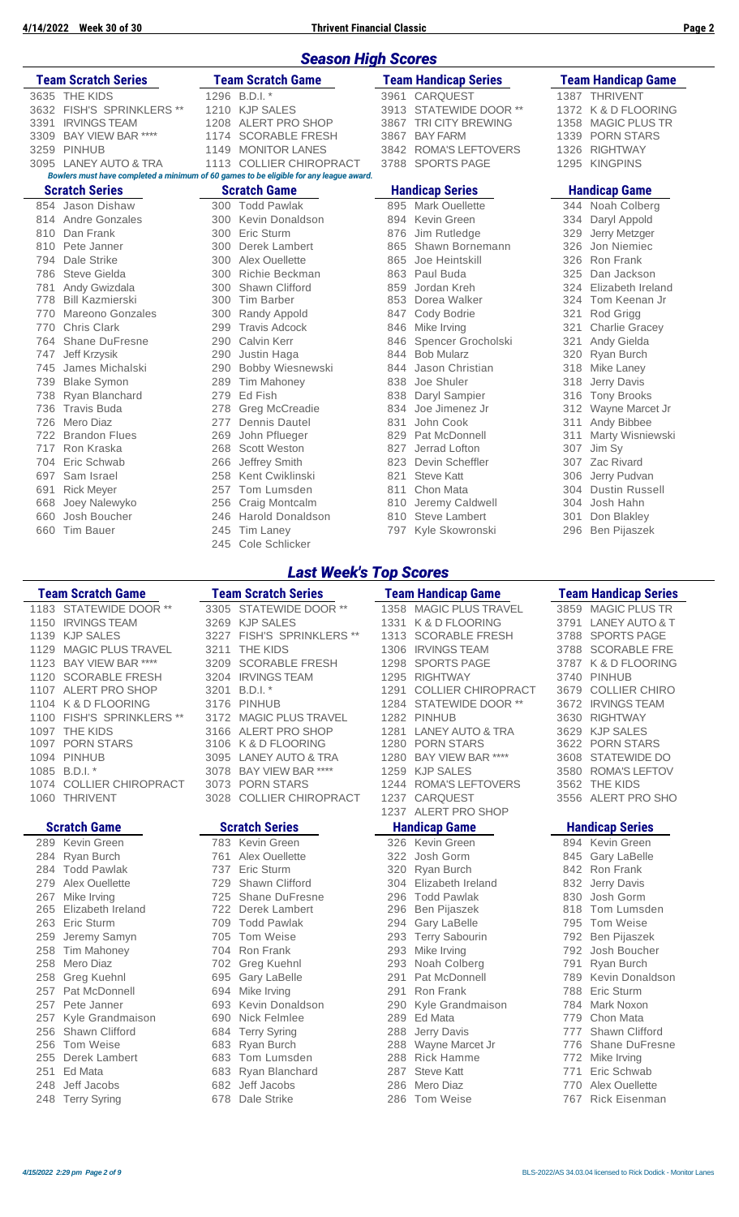## Season High Scores

| Team Scratch Series | | Team Scratch Game | | Team Handicap Series | | Team Handicap Game | |
|---|---|---|---|---|---|---|---|
| 3635 | THE KIDS | 1296 | B.D.I. * | 3961 | CARQUEST | 1387 | THRIVENT |
| 3632 | FISH'S SPRINKLERS ** | 1210 | KJP SALES | 3913 | STATEWIDE DOOR ** | 1372 | K & D FLOORING |
| 3391 | IRVINGS TEAM | 1208 | ALERT PRO SHOP | 3867 | TRI CITY BREWING | 1358 | MAGIC PLUS TR |
| 3309 | BAY VIEW BAR **** | 1174 | SCORABLE FRESH | 3867 | BAY FARM | 1339 | PORN STARS |
| 3259 | PINHUB | 1149 | MONITOR LANES | 3842 | ROMA'S LEFTOVERS | 1326 | RIGHTWAY |
| 3095 | LANEY AUTO & TRA | 1113 | COLLIER CHIROPRACT | 3788 | SPORTS PAGE | 1295 | KINGPINS |

*Bowlers must have completed a minimum of 60 games to be eligible for any league award.*

| Scratch Series | | Scratch Game | | Handicap Series | | Handicap Game | |
|---|---|---|---|---|---|---|---|
| 854 | Jason Dishaw | 300 | Todd Pawlak | 895 | Mark Ouellette | 344 | Noah Colberg |
| 814 | Andre Gonzales | 300 | Kevin Donaldson | 894 | Kevin Green | 334 | Daryl Appold |
| 810 | Dan Frank | 300 | Eric Sturm | 876 | Jim Rutledge | 329 | Jerry Metzger |
| 810 | Pete Janner | 300 | Derek Lambert | 865 | Shawn Bornemann | 326 | Jon Niemiec |
| 794 | Dale Strike | 300 | Alex Ouellette | 865 | Joe Heintskill | 326 | Ron Frank |
| 786 | Steve Gielda | 300 | Richie Beckman | 863 | Paul Buda | 325 | Dan Jackson |
| 781 | Andy Gwizdala | 300 | Shawn Clifford | 859 | Jordan Kreh | 324 | Elizabeth Ireland |
| 778 | Bill Kazmierski | 300 | Tim Barber | 853 | Dorea Walker | 324 | Tom Keenan Jr |
| 770 | Mareono Gonzales | 300 | Randy Appold | 847 | Cody Bodrie | 321 | Rod Grigg |
| 770 | Chris Clark | 299 | Travis Adcock | 846 | Mike Irving | 321 | Charlie Gracey |
| 764 | Shane DuFresne | 290 | Calvin Kerr | 846 | Spencer Grocholski | 321 | Andy Gielda |
| 747 | Jeff Krzysik | 290 | Justin Haga | 844 | Bob Mularz | 320 | Ryan Burch |
| 745 | James Michalski | 290 | Bobby Wiesnewski | 844 | Jason Christian | 318 | Mike Laney |
| 739 | Blake Symon | 289 | Tim Mahoney | 838 | Joe Shuler | 318 | Jerry Davis |
| 738 | Ryan Blanchard | 279 | Ed Fish | 838 | Daryl Sampier | 316 | Tony Brooks |
| 736 | Travis Buda | 278 | Greg McCreadie | 834 | Joe Jimenez Jr | 312 | Wayne Marcet Jr |
| 726 | Mero Diaz | 277 | Dennis Dautel | 831 | John Cook | 311 | Andy Bibbee |
| 722 | Brandon Flues | 269 | John Pflueger | 829 | Pat McDonnell | 311 | Marty Wisniewski |
| 717 | Ron Kraska | 268 | Scott Weston | 827 | Jerrad Lofton | 307 | Jim Sy |
| 704 | Eric Schwab | 266 | Jeffrey Smith | 823 | Devin Scheffler | 307 | Zac Rivard |
| 697 | Sam Israel | 258 | Kent Cwiklinski | 821 | Steve Katt | 306 | Jerry Pudvan |
| 691 | Rick Meyer | 257 | Tom Lumsden | 811 | Chon Mata | 304 | Dustin Russell |
| 668 | Joey Nalewyko | 256 | Craig Montcalm | 810 | Jeremy Caldwell | 304 | Josh Hahn |
| 660 | Josh Boucher | 246 | Harold Donaldson | 810 | Steve Lambert | 301 | Don Blakley |
| 660 | Tim Bauer | 245 | Tim Laney | 797 | Kyle Skowronski | 296 | Ben Pijaszek |
| | | 245 | Cole Schlicker | | | | |

## Last Week's Top Scores

| Team Scratch Game | | Team Scratch Series | | Team Handicap Game | | Team Handicap Series | |
|---|---|---|---|---|---|---|---|
| 1183 | STATEWIDE DOOR ** | 3305 | STATEWIDE DOOR ** | 1358 | MAGIC PLUS TRAVEL | 3859 | MAGIC PLUS TR |
| 1150 | IRVINGS TEAM | 3269 | KJP SALES | 1331 | K & D FLOORING | 3791 | LANEY AUTO & T |
| 1139 | KJP SALES | 3227 | FISH'S SPRINKLERS ** | 1313 | SCORABLE FRESH | 3788 | SPORTS PAGE |
| 1129 | MAGIC PLUS TRAVEL | 3211 | THE KIDS | 1306 | IRVINGS TEAM | 3788 | SCORABLE FRE |
| 1123 | BAY VIEW BAR **** | 3209 | SCORABLE FRESH | 1298 | SPORTS PAGE | 3787 | K & D FLOORING |
| 1120 | SCORABLE FRESH | 3204 | IRVINGS TEAM | 1295 | RIGHTWAY | 3740 | PINHUB |
| 1107 | ALERT PRO SHOP | 3201 | B.D.I. * | 1291 | COLLIER CHIROPRACT | 3679 | COLLIER CHIRO |
| 1104 | K & D FLOORING | 3176 | PINHUB | 1284 | STATEWIDE DOOR ** | 3672 | IRVINGS TEAM |
| 1100 | FISH'S SPRINKLERS ** | 3172 | MAGIC PLUS TRAVEL | 1282 | PINHUB | 3630 | RIGHTWAY |
| 1097 | THE KIDS | 3166 | ALERT PRO SHOP | 1281 | LANEY AUTO & TRA | 3629 | KJP SALES |
| 1097 | PORN STARS | 3106 | K & D FLOORING | 1280 | PORN STARS | 3622 | PORN STARS |
| 1094 | PINHUB | 3095 | LANEY AUTO & TRA | 1280 | BAY VIEW BAR **** | 3608 | STATEWIDE DO |
| 1085 | B.D.I. * | 3078 | BAY VIEW BAR **** | 1259 | KJP SALES | 3580 | ROMA'S LEFTOV |
| 1074 | COLLIER CHIROPRACT | 3073 | PORN STARS | 1244 | ROMA'S LEFTOVERS | 3562 | THE KIDS |
| 1060 | THRIVENT | 3028 | COLLIER CHIROPRACT | 1237 | CARQUEST | 3556 | ALERT PRO SHO |
| | | | | 1237 | ALERT PRO SHOP | | |

| Scratch Game | | Scratch Series | | Handicap Game | | Handicap Series | |
|---|---|---|---|---|---|---|---|
| 289 | Kevin Green | 783 | Kevin Green | 326 | Kevin Green | 894 | Kevin Green |
| 284 | Ryan Burch | 761 | Alex Ouellette | 322 | Josh Gorm | 845 | Gary LaBelle |
| 284 | Todd Pawlak | 737 | Eric Sturm | 320 | Ryan Burch | 842 | Ron Frank |
| 279 | Alex Ouellette | 729 | Shawn Clifford | 304 | Elizabeth Ireland | 832 | Jerry Davis |
| 267 | Mike Irving | 725 | Shane DuFresne | 296 | Todd Pawlak | 830 | Josh Gorm |
| 265 | Elizabeth Ireland | 722 | Derek Lambert | 296 | Ben Pijaszek | 818 | Tom Lumsden |
| 263 | Eric Sturm | 709 | Todd Pawlak | 294 | Gary LaBelle | 795 | Tom Weise |
| 259 | Jeremy Samyn | 705 | Tom Weise | 293 | Terry Sabourin | 792 | Ben Pijaszek |
| 258 | Tim Mahoney | 704 | Ron Frank | 293 | Mike Irving | 792 | Josh Boucher |
| 258 | Mero Diaz | 702 | Greg Kuehnl | 293 | Noah Colberg | 791 | Ryan Burch |
| 258 | Greg Kuehnl | 695 | Gary LaBelle | 291 | Pat McDonnell | 789 | Kevin Donaldson |
| 257 | Pat McDonnell | 694 | Mike Irving | 291 | Ron Frank | 788 | Eric Sturm |
| 257 | Pete Janner | 693 | Kevin Donaldson | 290 | Kyle Grandmaison | 784 | Mark Noxon |
| 257 | Kyle Grandmaison | 690 | Nick Felmlee | 289 | Ed Mata | 779 | Chon Mata |
| 256 | Shawn Clifford | 684 | Terry Syring | 288 | Jerry Davis | 777 | Shawn Clifford |
| 256 | Tom Weise | 683 | Ryan Burch | 288 | Wayne Marcet Jr | 776 | Shane DuFresne |
| 255 | Derek Lambert | 683 | Tom Lumsden | 288 | Rick Hamme | 772 | Mike Irving |
| 251 | Ed Mata | 683 | Ryan Blanchard | 287 | Steve Katt | 771 | Eric Schwab |
| 248 | Jeff Jacobs | 682 | Jeff Jacobs | 286 | Mero Diaz | 770 | Alex Ouellette |
| 248 | Terry Syring | 678 | Dale Strike | 286 | Tom Weise | 767 | Rick Eisenman |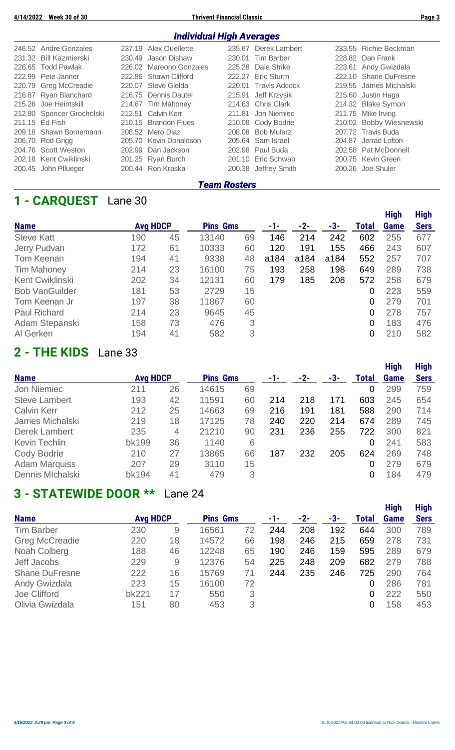## Individual High Averages

| | | | |
|---|---|---|---|
| 246.52 Andre Gonzales | 237.19 Alex Ouellette | 235.67 Derek Lambert | 233.55 Richie Beckman |
| 231.32 Bill Kazmierski | 230.49 Jason Dishaw | 230.01 Tim Barber | 228.82 Dan Frank |
| 226.65 Todd Pawlak | 226.02 Mareono Gonzales | 225.28 Dale Strike | 223.61 Andy Gwizdala |
| 222.99 Pete Janner | 222.86 Shawn Clifford | 222.27 Eric Sturm | 222.10 Shane DuFresne |
| 220.79 Greg McCreadie | 220.07 Steve Gielda | 220.01 Travis Adcock | 219.55 James Michalski |
| 216.87 Ryan Blanchard | 216.75 Dennis Dautel | 215.91 Jeff Krzysik | 215.60 Justin Haga |
| 215.26 Joe Heintskill | 214.67 Tim Mahoney | 214.63 Chris Clark | 214.32 Blake Symon |
| 212.80 Spencer Grocholski | 212.51 Calvin Kerr | 211.81 Jon Niemiec | 211.75 Mike Irving |
| 211.15 Ed Fish | 210.15 Brandon Flues | 210.08 Cody Bodrie | 210.02 Bobby Wiesnewski |
| 209.18 Shawn Bornemann | 208.52 Mero Diaz | 208.08 Bob Mularz | 207.72 Travis Buda |
| 206.70 Rod Grigg | 205.70 Kevin Donaldson | 205.64 Sam Israel | 204.87 Jerrad Lofton |
| 204.76 Scott Weston | 202.99 Dan Jackson | 202.98 Paul Buda | 202.58 Pat McDonnell |
| 202.18 Kent Cwiklinski | 201.25 Ryan Burch | 201.10 Eric Schwab | 200.75 Kevin Green |
| 200.45 John Pflueger | 200.44 Ron Kraska | 200.38 Jeffrey Smith | 200.26 Joe Shuler |

## Team Rosters

## 1 - CARQUEST Lane 30

| Name | Avg | HDCP | Pins | Gms | -1- | -2- | -3- | Total | High Game | High Sers |
|---|---|---|---|---|---|---|---|---|---|---|
| Steve Katt | 190 | 45 | 13140 | 69 | 146 | 214 | 242 | 602 | 255 | 677 |
| Jerry Pudvan | 172 | 61 | 10333 | 60 | 120 | 191 | 155 | 466 | 243 | 607 |
| Tom Keenan | 194 | 41 | 9338 | 48 | a184 | a184 | a184 | 552 | 257 | 707 |
| Tim Mahoney | 214 | 23 | 16100 | 75 | 193 | 258 | 198 | 649 | 289 | 738 |
| Kent Cwiklinski | 202 | 34 | 12131 | 60 | 179 | 185 | 208 | 572 | 258 | 679 |
| Bob VanGuilder | 181 | 53 | 2729 | 15 | | | | 0 | 223 | 559 |
| Tom Keenan Jr | 197 | 38 | 11867 | 60 | | | | 0 | 279 | 701 |
| Paul Richard | 214 | 23 | 9645 | 45 | | | | 0 | 278 | 757 |
| Adam Stepanski | 158 | 73 | 476 | 3 | | | | 0 | 183 | 476 |
| Al Gerken | 194 | 41 | 582 | 3 | | | | 0 | 210 | 582 |

## 2 - THE KIDS Lane 33

| Name | Avg | HDCP | Pins | Gms | -1- | -2- | -3- | Total | High Game | High Sers |
|---|---|---|---|---|---|---|---|---|---|---|
| Jon Niemiec | 211 | 26 | 14615 | 69 | | | | 0 | 299 | 759 |
| Steve Lambert | 193 | 42 | 11591 | 60 | 214 | 218 | 171 | 603 | 245 | 654 |
| Calvin Kerr | 212 | 25 | 14663 | 69 | 216 | 191 | 181 | 588 | 290 | 714 |
| James Michalski | 219 | 18 | 17125 | 78 | 240 | 220 | 214 | 674 | 289 | 745 |
| Derek Lambert | 235 | 4 | 21210 | 90 | 231 | 236 | 255 | 722 | 300 | 821 |
| Kevin Techlin | bk199 | 36 | 1140 | 6 | | | | 0 | 241 | 583 |
| Cody Bodrie | 210 | 27 | 13865 | 66 | 187 | 232 | 205 | 624 | 269 | 748 |
| Adam Marquiss | 207 | 29 | 3110 | 15 | | | | 0 | 279 | 679 |
| Dennis MIchalski | bk194 | 41 | 479 | 3 | | | | 0 | 184 | 479 |

## 3 - STATEWIDE DOOR ** Lane 24

| Name | Avg | HDCP | Pins | Gms | -1- | -2- | -3- | Total | High Game | High Sers |
|---|---|---|---|---|---|---|---|---|---|---|
| Tim Barber | 230 | 9 | 16561 | 72 | 244 | 208 | 192 | 644 | 300 | 789 |
| Greg McCreadie | 220 | 18 | 14572 | 66 | 198 | 246 | 215 | 659 | 278 | 731 |
| Noah Colberg | 188 | 46 | 12248 | 65 | 190 | 246 | 159 | 595 | 289 | 679 |
| Jeff Jacobs | 229 | 9 | 12376 | 54 | 225 | 248 | 209 | 682 | 279 | 788 |
| Shane DuFresne | 222 | 16 | 15769 | 71 | 244 | 235 | 246 | 725 | 290 | 764 |
| Andy Gwizdala | 223 | 15 | 16100 | 72 | | | | 0 | 286 | 781 |
| Joe Clifford | bk221 | 17 | 550 | 3 | | | | 0 | 222 | 550 |
| Olivia Gwizdala | 151 | 80 | 453 | 3 | | | | 0 | 158 | 453 |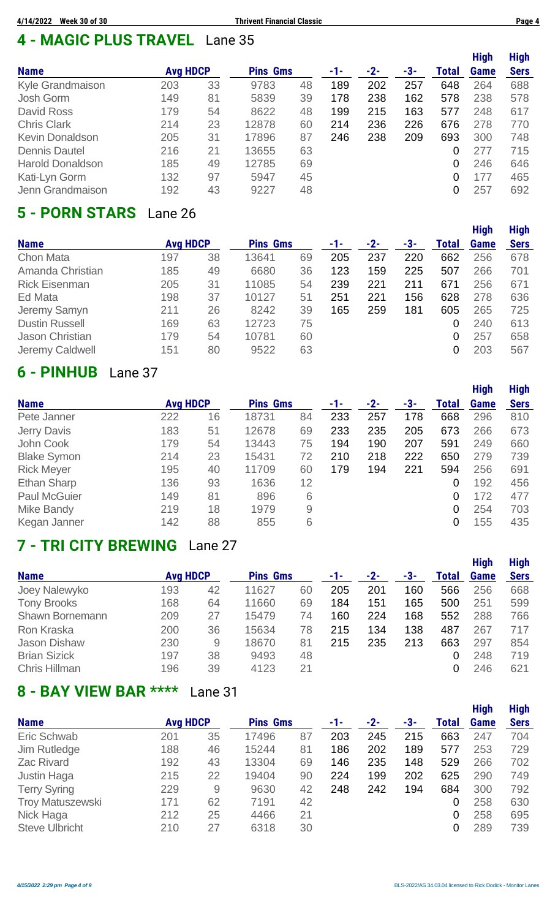## 4 - MAGIC PLUS TRAVEL Lane 35

| Name | Avg | HDCP | Pins | Gms | -1- | -2- | -3- | Total | High Game | High Sers |
|---|---|---|---|---|---|---|---|---|---|---|
| Kyle Grandmaison | 203 | 33 | 9783 | 48 | 189 | 202 | 257 | 648 | 264 | 688 |
| Josh Gorm | 149 | 81 | 5839 | 39 | 178 | 238 | 162 | 578 | 238 | 578 |
| David Ross | 179 | 54 | 8622 | 48 | 199 | 215 | 163 | 577 | 248 | 617 |
| Chris Clark | 214 | 23 | 12878 | 60 | 214 | 236 | 226 | 676 | 278 | 770 |
| Kevin Donaldson | 205 | 31 | 17896 | 87 | 246 | 238 | 209 | 693 | 300 | 748 |
| Dennis Dautel | 216 | 21 | 13655 | 63 | | | | 0 | 277 | 715 |
| Harold Donaldson | 185 | 49 | 12785 | 69 | | | | 0 | 246 | 646 |
| Kati-Lyn Gorm | 132 | 97 | 5947 | 45 | | | | 0 | 177 | 465 |
| Jenn Grandmaison | 192 | 43 | 9227 | 48 | | | | 0 | 257 | 692 |

## 5 - PORN STARS Lane 26

| Name | Avg | HDCP | Pins | Gms | -1- | -2- | -3- | Total | High Game | High Sers |
|---|---|---|---|---|---|---|---|---|---|---|
| Chon Mata | 197 | 38 | 13641 | 69 | 205 | 237 | 220 | 662 | 256 | 678 |
| Amanda Christian | 185 | 49 | 6680 | 36 | 123 | 159 | 225 | 507 | 266 | 701 |
| Rick Eisenman | 205 | 31 | 11085 | 54 | 239 | 221 | 211 | 671 | 256 | 671 |
| Ed Mata | 198 | 37 | 10127 | 51 | 251 | 221 | 156 | 628 | 278 | 636 |
| Jeremy Samyn | 211 | 26 | 8242 | 39 | 165 | 259 | 181 | 605 | 265 | 725 |
| Dustin Russell | 169 | 63 | 12723 | 75 | | | | 0 | 240 | 613 |
| Jason Christian | 179 | 54 | 10781 | 60 | | | | 0 | 257 | 658 |
| Jeremy Caldwell | 151 | 80 | 9522 | 63 | | | | 0 | 203 | 567 |

## 6 - PINHUB Lane 37

| Name | Avg | HDCP | Pins | Gms | -1- | -2- | -3- | Total | High Game | High Sers |
|---|---|---|---|---|---|---|---|---|---|---|
| Pete Janner | 222 | 16 | 18731 | 84 | 233 | 257 | 178 | 668 | 296 | 810 |
| Jerry Davis | 183 | 51 | 12678 | 69 | 233 | 235 | 205 | 673 | 266 | 673 |
| John Cook | 179 | 54 | 13443 | 75 | 194 | 190 | 207 | 591 | 249 | 660 |
| Blake Symon | 214 | 23 | 15431 | 72 | 210 | 218 | 222 | 650 | 279 | 739 |
| Rick Meyer | 195 | 40 | 11709 | 60 | 179 | 194 | 221 | 594 | 256 | 691 |
| Ethan Sharp | 136 | 93 | 1636 | 12 | | | | 0 | 192 | 456 |
| Paul McGuier | 149 | 81 | 896 | 6 | | | | 0 | 172 | 477 |
| Mike Bandy | 219 | 18 | 1979 | 9 | | | | 0 | 254 | 703 |
| Kegan Janner | 142 | 88 | 855 | 6 | | | | 0 | 155 | 435 |

## 7 - TRI CITY BREWING Lane 27

| Name | Avg | HDCP | Pins | Gms | -1- | -2- | -3- | Total | High Game | High Sers |
|---|---|---|---|---|---|---|---|---|---|---|
| Joey Nalewyko | 193 | 42 | 11627 | 60 | 205 | 201 | 160 | 566 | 256 | 668 |
| Tony Brooks | 168 | 64 | 11660 | 69 | 184 | 151 | 165 | 500 | 251 | 599 |
| Shawn Bornemann | 209 | 27 | 15479 | 74 | 160 | 224 | 168 | 552 | 288 | 766 |
| Ron Kraska | 200 | 36 | 15634 | 78 | 215 | 134 | 138 | 487 | 267 | 717 |
| Jason Dishaw | 230 | 9 | 18670 | 81 | 215 | 235 | 213 | 663 | 297 | 854 |
| Brian Sizick | 197 | 38 | 9493 | 48 | | | | 0 | 248 | 719 |
| Chris Hillman | 196 | 39 | 4123 | 21 | | | | 0 | 246 | 621 |

## 8 - BAY VIEW BAR **** Lane 31

| Name | Avg | HDCP | Pins | Gms | -1- | -2- | -3- | Total | High Game | High Sers |
|---|---|---|---|---|---|---|---|---|---|---|
| Eric Schwab | 201 | 35 | 17496 | 87 | 203 | 245 | 215 | 663 | 247 | 704 |
| Jim Rutledge | 188 | 46 | 15244 | 81 | 186 | 202 | 189 | 577 | 253 | 729 |
| Zac Rivard | 192 | 43 | 13304 | 69 | 146 | 235 | 148 | 529 | 266 | 702 |
| Justin Haga | 215 | 22 | 19404 | 90 | 224 | 199 | 202 | 625 | 290 | 749 |
| Terry Syring | 229 | 9 | 9630 | 42 | 248 | 242 | 194 | 684 | 300 | 792 |
| Troy Matuszewski | 171 | 62 | 7191 | 42 | | | | 0 | 258 | 630 |
| Nick Haga | 212 | 25 | 4466 | 21 | | | | 0 | 258 | 695 |
| Steve Ulbricht | 210 | 27 | 6318 | 30 | | | | 0 | 289 | 739 |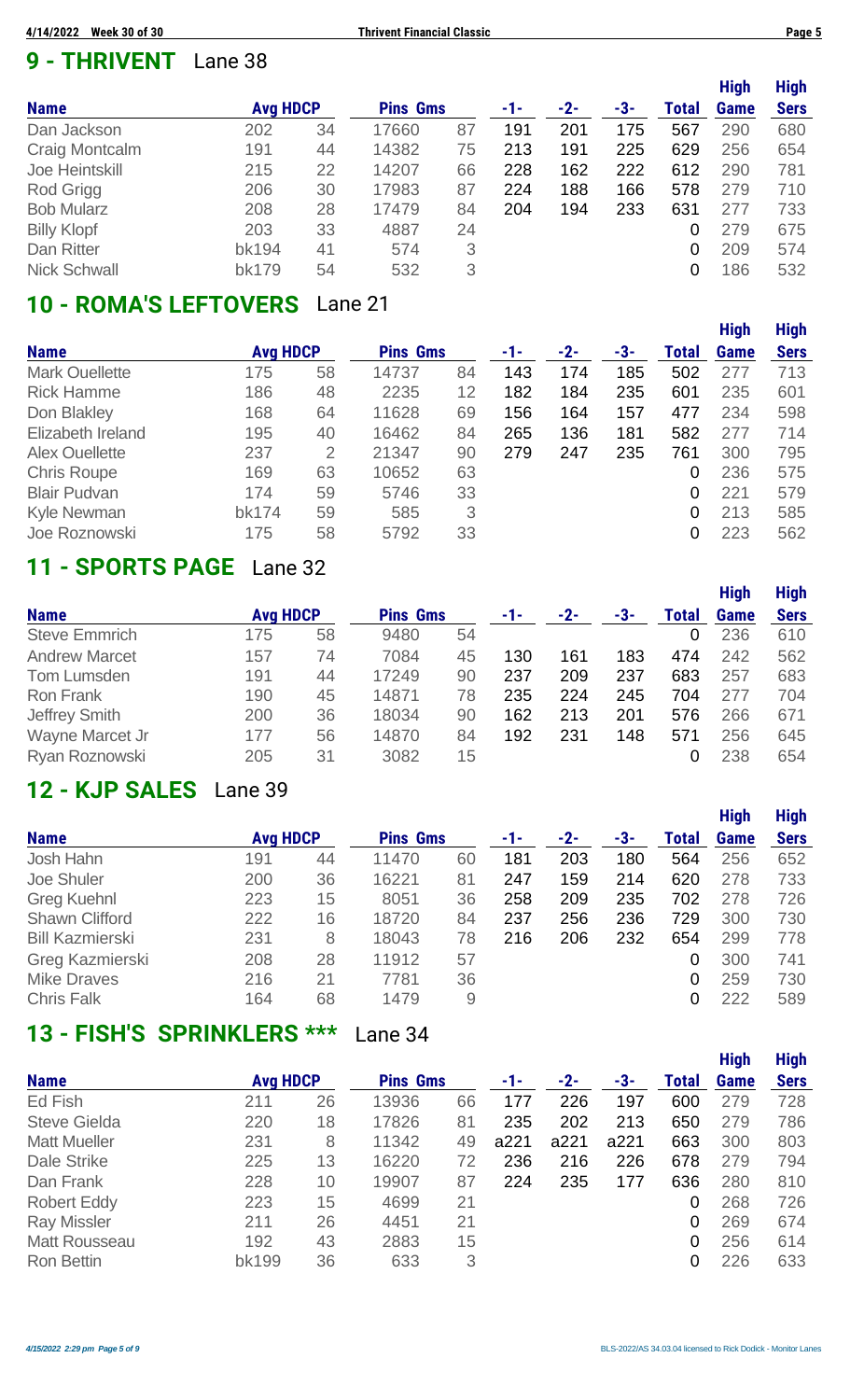## 9 - THRIVENT Lane 38

| Name | Avg | HDCP | Pins | Gms | -1- | -2- | -3- | Total | High Game | High Sers |
|---|---|---|---|---|---|---|---|---|---|---|
| Dan Jackson | 202 | 34 | 17660 | 87 | 191 | 201 | 175 | 567 | 290 | 680 |
| Craig Montcalm | 191 | 44 | 14382 | 75 | 213 | 191 | 225 | 629 | 256 | 654 |
| Joe Heintskill | 215 | 22 | 14207 | 66 | 228 | 162 | 222 | 612 | 290 | 781 |
| Rod Grigg | 206 | 30 | 17983 | 87 | 224 | 188 | 166 | 578 | 279 | 710 |
| Bob Mularz | 208 | 28 | 17479 | 84 | 204 | 194 | 233 | 631 | 277 | 733 |
| Billy Klopf | 203 | 33 | 4887 | 24 | | | | 0 | 279 | 675 |
| Dan Ritter | bk194 | 41 | 574 | 3 | | | | 0 | 209 | 574 |
| Nick Schwall | bk179 | 54 | 532 | 3 | | | | 0 | 186 | 532 |

## 10 - ROMA'S LEFTOVERS Lane 21

| Name | Avg | HDCP | Pins | Gms | -1- | -2- | -3- | Total | High Game | High Sers |
|---|---|---|---|---|---|---|---|---|---|---|
| Mark Ouellette | 175 | 58 | 14737 | 84 | 143 | 174 | 185 | 502 | 277 | 713 |
| Rick Hamme | 186 | 48 | 2235 | 12 | 182 | 184 | 235 | 601 | 235 | 601 |
| Don Blakley | 168 | 64 | 11628 | 69 | 156 | 164 | 157 | 477 | 234 | 598 |
| Elizabeth Ireland | 195 | 40 | 16462 | 84 | 265 | 136 | 181 | 582 | 277 | 714 |
| Alex Ouellette | 237 | 2 | 21347 | 90 | 279 | 247 | 235 | 761 | 300 | 795 |
| Chris Roupe | 169 | 63 | 10652 | 63 | | | | 0 | 236 | 575 |
| Blair Pudvan | 174 | 59 | 5746 | 33 | | | | 0 | 221 | 579 |
| Kyle Newman | bk174 | 59 | 585 | 3 | | | | 0 | 213 | 585 |
| Joe Roznowski | 175 | 58 | 5792 | 33 | | | | 0 | 223 | 562 |

## 11 - SPORTS PAGE Lane 32

| Name | Avg | HDCP | Pins | Gms | -1- | -2- | -3- | Total | High Game | High Sers |
|---|---|---|---|---|---|---|---|---|---|---|
| Steve Emmrich | 175 | 58 | 9480 | 54 | | | | 0 | 236 | 610 |
| Andrew Marcet | 157 | 74 | 7084 | 45 | 130 | 161 | 183 | 474 | 242 | 562 |
| Tom Lumsden | 191 | 44 | 17249 | 90 | 237 | 209 | 237 | 683 | 257 | 683 |
| Ron Frank | 190 | 45 | 14871 | 78 | 235 | 224 | 245 | 704 | 277 | 704 |
| Jeffrey Smith | 200 | 36 | 18034 | 90 | 162 | 213 | 201 | 576 | 266 | 671 |
| Wayne Marcet Jr | 177 | 56 | 14870 | 84 | 192 | 231 | 148 | 571 | 256 | 645 |
| Ryan Roznowski | 205 | 31 | 3082 | 15 | | | | 0 | 238 | 654 |

## 12 - KJP SALES Lane 39

| Name | Avg | HDCP | Pins | Gms | -1- | -2- | -3- | Total | High Game | High Sers |
|---|---|---|---|---|---|---|---|---|---|---|
| Josh Hahn | 191 | 44 | 11470 | 60 | 181 | 203 | 180 | 564 | 256 | 652 |
| Joe Shuler | 200 | 36 | 16221 | 81 | 247 | 159 | 214 | 620 | 278 | 733 |
| Greg Kuehnl | 223 | 15 | 8051 | 36 | 258 | 209 | 235 | 702 | 278 | 726 |
| Shawn Clifford | 222 | 16 | 18720 | 84 | 237 | 256 | 236 | 729 | 300 | 730 |
| Bill Kazmierski | 231 | 8 | 18043 | 78 | 216 | 206 | 232 | 654 | 299 | 778 |
| Greg Kazmierski | 208 | 28 | 11912 | 57 | | | | 0 | 300 | 741 |
| Mike Draves | 216 | 21 | 7781 | 36 | | | | 0 | 259 | 730 |
| Chris Falk | 164 | 68 | 1479 | 9 | | | | 0 | 222 | 589 |

## 13 - FISH'S SPRINKLERS *** Lane 34

| Name | Avg | HDCP | Pins | Gms | -1- | -2- | -3- | Total | High Game | High Sers |
|---|---|---|---|---|---|---|---|---|---|---|
| Ed Fish | 211 | 26 | 13936 | 66 | 177 | 226 | 197 | 600 | 279 | 728 |
| Steve Gielda | 220 | 18 | 17826 | 81 | 235 | 202 | 213 | 650 | 279 | 786 |
| Matt Mueller | 231 | 8 | 11342 | 49 | a221 | a221 | a221 | 663 | 300 | 803 |
| Dale Strike | 225 | 13 | 16220 | 72 | 236 | 216 | 226 | 678 | 279 | 794 |
| Dan Frank | 228 | 10 | 19907 | 87 | 224 | 235 | 177 | 636 | 280 | 810 |
| Robert Eddy | 223 | 15 | 4699 | 21 | | | | 0 | 268 | 726 |
| Ray Missler | 211 | 26 | 4451 | 21 | | | | 0 | 269 | 674 |
| Matt Rousseau | 192 | 43 | 2883 | 15 | | | | 0 | 256 | 614 |
| Ron Bettin | bk199 | 36 | 633 | 3 | | | | 0 | 226 | 633 |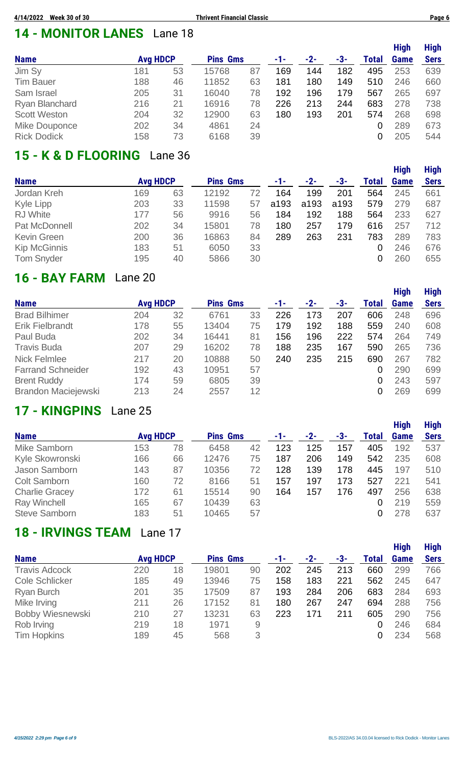## 14 - MONITOR LANES Lane 18

| Name | Avg | HDCP | Pins | Gms | -1- | -2- | -3- | Total | High Game | High Sers |
|---|---|---|---|---|---|---|---|---|---|---|
| Jim Sy | 181 | 53 | 15768 | 87 | 169 | 144 | 182 | 495 | 253 | 639 |
| Tim Bauer | 188 | 46 | 11852 | 63 | 181 | 180 | 149 | 510 | 246 | 660 |
| Sam Israel | 205 | 31 | 16040 | 78 | 192 | 196 | 179 | 567 | 265 | 697 |
| Ryan Blanchard | 216 | 21 | 16916 | 78 | 226 | 213 | 244 | 683 | 278 | 738 |
| Scott Weston | 204 | 32 | 12900 | 63 | 180 | 193 | 201 | 574 | 268 | 698 |
| Mike Douponce | 202 | 34 | 4861 | 24 | | | | 0 | 289 | 673 |
| Rick Dodick | 158 | 73 | 6168 | 39 | | | | 0 | 205 | 544 |

## 15 - K & D FLOORING Lane 36

| Name | Avg | HDCP | Pins | Gms | -1- | -2- | -3- | Total | High Game | High Sers |
|---|---|---|---|---|---|---|---|---|---|---|
| Jordan Kreh | 169 | 63 | 12192 | 72 | 164 | 199 | 201 | 564 | 245 | 661 |
| Kyle Lipp | 203 | 33 | 11598 | 57 | a193 | a193 | a193 | 579 | 279 | 687 |
| RJ White | 177 | 56 | 9916 | 56 | 184 | 192 | 188 | 564 | 233 | 627 |
| Pat McDonnell | 202 | 34 | 15801 | 78 | 180 | 257 | 179 | 616 | 257 | 712 |
| Kevin Green | 200 | 36 | 16863 | 84 | 289 | 263 | 231 | 783 | 289 | 783 |
| Kip McGinnis | 183 | 51 | 6050 | 33 | | | | 0 | 246 | 676 |
| Tom Snyder | 195 | 40 | 5866 | 30 | | | | 0 | 260 | 655 |

## 16 - BAY FARM Lane 20

| Name | Avg | HDCP | Pins | Gms | -1- | -2- | -3- | Total | High Game | High Sers |
|---|---|---|---|---|---|---|---|---|---|---|
| Brad Bilhimer | 204 | 32 | 6761 | 33 | 226 | 173 | 207 | 606 | 248 | 696 |
| Erik Fielbrandt | 178 | 55 | 13404 | 75 | 179 | 192 | 188 | 559 | 240 | 608 |
| Paul Buda | 202 | 34 | 16441 | 81 | 156 | 196 | 222 | 574 | 264 | 749 |
| Travis Buda | 207 | 29 | 16202 | 78 | 188 | 235 | 167 | 590 | 265 | 736 |
| Nick Felmlee | 217 | 20 | 10888 | 50 | 240 | 235 | 215 | 690 | 267 | 782 |
| Farrand Schneider | 192 | 43 | 10951 | 57 | | | | 0 | 290 | 699 |
| Brent Ruddy | 174 | 59 | 6805 | 39 | | | | 0 | 243 | 597 |
| Brandon Maciejewski | 213 | 24 | 2557 | 12 | | | | 0 | 269 | 699 |

## 17 - KINGPINS Lane 25

| Name | Avg | HDCP | Pins | Gms | -1- | -2- | -3- | Total | High Game | High Sers |
|---|---|---|---|---|---|---|---|---|---|---|
| Mike Samborn | 153 | 78 | 6458 | 42 | 123 | 125 | 157 | 405 | 192 | 537 |
| Kyle Skowronski | 166 | 66 | 12476 | 75 | 187 | 206 | 149 | 542 | 235 | 608 |
| Jason Samborn | 143 | 87 | 10356 | 72 | 128 | 139 | 178 | 445 | 197 | 510 |
| Colt Samborn | 160 | 72 | 8166 | 51 | 157 | 197 | 173 | 527 | 221 | 541 |
| Charlie Gracey | 172 | 61 | 15514 | 90 | 164 | 157 | 176 | 497 | 256 | 638 |
| Ray Winchell | 165 | 67 | 10439 | 63 | | | | 0 | 219 | 559 |
| Steve Samborn | 183 | 51 | 10465 | 57 | | | | 0 | 278 | 637 |

## 18 - IRVINGS TEAM Lane 17

| Name | Avg | HDCP | Pins | Gms | -1- | -2- | -3- | Total | High Game | High Sers |
|---|---|---|---|---|---|---|---|---|---|---|
| Travis Adcock | 220 | 18 | 19801 | 90 | 202 | 245 | 213 | 660 | 299 | 766 |
| Cole Schlicker | 185 | 49 | 13946 | 75 | 158 | 183 | 221 | 562 | 245 | 647 |
| Ryan Burch | 201 | 35 | 17509 | 87 | 193 | 284 | 206 | 683 | 284 | 693 |
| Mike Irving | 211 | 26 | 17152 | 81 | 180 | 267 | 247 | 694 | 288 | 756 |
| Bobby Wiesnewski | 210 | 27 | 13231 | 63 | 223 | 171 | 211 | 605 | 290 | 756 |
| Rob Irving | 219 | 18 | 1971 | 9 | | | | 0 | 246 | 684 |
| Tim Hopkins | 189 | 45 | 568 | 3 | | | | 0 | 234 | 568 |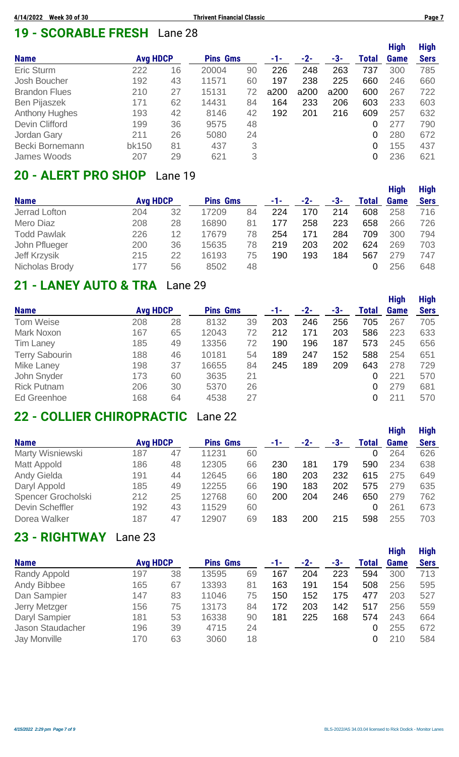## 19 - SCORABLE FRESH Lane 28

| Name | Avg | HDCP | Pins | Gms | -1- | -2- | -3- | Total | High Game | High Sers |
|---|---|---|---|---|---|---|---|---|---|---|
| Eric Sturm | 222 | 16 | 20004 | 90 | 226 | 248 | 263 | 737 | 300 | 785 |
| Josh Boucher | 192 | 43 | 11571 | 60 | 197 | 238 | 225 | 660 | 246 | 660 |
| Brandon Flues | 210 | 27 | 15131 | 72 | a200 | a200 | a200 | 600 | 267 | 722 |
| Ben Pijaszek | 171 | 62 | 14431 | 84 | 164 | 233 | 206 | 603 | 233 | 603 |
| Anthony Hughes | 193 | 42 | 8146 | 42 | 192 | 201 | 216 | 609 | 257 | 632 |
| Devin Clifford | 199 | 36 | 9575 | 48 | | | | 0 | 277 | 790 |
| Jordan Gary | 211 | 26 | 5080 | 24 | | | | 0 | 280 | 672 |
| Becki Bornemann | bk150 | 81 | 437 | 3 | | | | 0 | 155 | 437 |
| James Woods | 207 | 29 | 621 | 3 | | | | 0 | 236 | 621 |

## 20 - ALERT PRO SHOP Lane 19

| Name | Avg | HDCP | Pins | Gms | -1- | -2- | -3- | Total | High Game | High Sers |
|---|---|---|---|---|---|---|---|---|---|---|
| Jerrad Lofton | 204 | 32 | 17209 | 84 | 224 | 170 | 214 | 608 | 258 | 716 |
| Mero Diaz | 208 | 28 | 16890 | 81 | 177 | 258 | 223 | 658 | 266 | 726 |
| Todd Pawlak | 226 | 12 | 17679 | 78 | 254 | 171 | 284 | 709 | 300 | 794 |
| John Pflueger | 200 | 36 | 15635 | 78 | 219 | 203 | 202 | 624 | 269 | 703 |
| Jeff Krzysik | 215 | 22 | 16193 | 75 | 190 | 193 | 184 | 567 | 279 | 747 |
| Nicholas Brody | 177 | 56 | 8502 | 48 | | | | 0 | 256 | 648 |

## 21 - LANEY AUTO & TRA Lane 29

| Name | Avg | HDCP | Pins | Gms | -1- | -2- | -3- | Total | High Game | High Sers |
|---|---|---|---|---|---|---|---|---|---|---|
| Tom Weise | 208 | 28 | 8132 | 39 | 203 | 246 | 256 | 705 | 267 | 705 |
| Mark Noxon | 167 | 65 | 12043 | 72 | 212 | 171 | 203 | 586 | 223 | 633 |
| Tim Laney | 185 | 49 | 13356 | 72 | 190 | 196 | 187 | 573 | 245 | 656 |
| Terry Sabourin | 188 | 46 | 10181 | 54 | 189 | 247 | 152 | 588 | 254 | 651 |
| Mike Laney | 198 | 37 | 16655 | 84 | 245 | 189 | 209 | 643 | 278 | 729 |
| John Snyder | 173 | 60 | 3635 | 21 | | | | 0 | 221 | 570 |
| Rick Putnam | 206 | 30 | 5370 | 26 | | | | 0 | 279 | 681 |
| Ed Greenhoe | 168 | 64 | 4538 | 27 | | | | 0 | 211 | 570 |

## 22 - COLLIER CHIROPRACTIC Lane 22

| Name | Avg | HDCP | Pins | Gms | -1- | -2- | -3- | Total | High Game | High Sers |
|---|---|---|---|---|---|---|---|---|---|---|
| Marty Wisniewski | 187 | 47 | 11231 | 60 | | | | 0 | 264 | 626 |
| Matt Appold | 186 | 48 | 12305 | 66 | 230 | 181 | 179 | 590 | 234 | 638 |
| Andy Gielda | 191 | 44 | 12645 | 66 | 180 | 203 | 232 | 615 | 275 | 649 |
| Daryl Appold | 185 | 49 | 12255 | 66 | 190 | 183 | 202 | 575 | 279 | 635 |
| Spencer Grocholski | 212 | 25 | 12768 | 60 | 200 | 204 | 246 | 650 | 279 | 762 |
| Devin Scheffler | 192 | 43 | 11529 | 60 | | | | 0 | 261 | 673 |
| Dorea Walker | 187 | 47 | 12907 | 69 | 183 | 200 | 215 | 598 | 255 | 703 |

## 23 - RIGHTWAY Lane 23

| Name | Avg | HDCP | Pins | Gms | -1- | -2- | -3- | Total | High Game | High Sers |
|---|---|---|---|---|---|---|---|---|---|---|
| Randy Appold | 197 | 38 | 13595 | 69 | 167 | 204 | 223 | 594 | 300 | 713 |
| Andy Bibbee | 165 | 67 | 13393 | 81 | 163 | 191 | 154 | 508 | 256 | 595 |
| Dan Sampier | 147 | 83 | 11046 | 75 | 150 | 152 | 175 | 477 | 203 | 527 |
| Jerry Metzger | 156 | 75 | 13173 | 84 | 172 | 203 | 142 | 517 | 256 | 559 |
| Daryl Sampier | 181 | 53 | 16338 | 90 | 181 | 225 | 168 | 574 | 243 | 664 |
| Jason Staudacher | 196 | 39 | 4715 | 24 | | | | 0 | 255 | 672 |
| Jay Monville | 170 | 63 | 3060 | 18 | | | | 0 | 210 | 584 |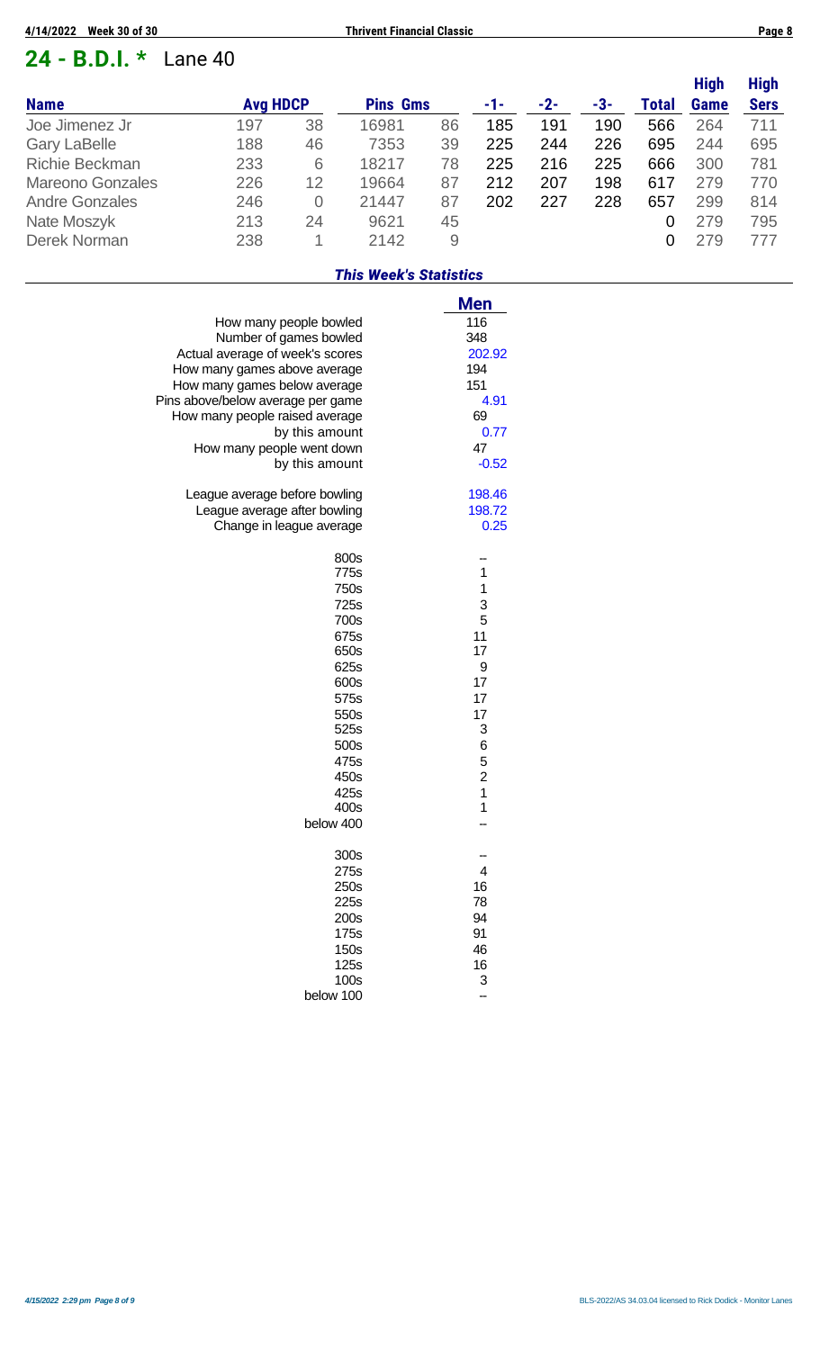## 24 - B.D.I. * Lane 40

| Name | Avg | HDCP | Pins | Gms | -1- | -2- | -3- | Total | High Game | High Sers |
|---|---|---|---|---|---|---|---|---|---|---|
| Joe Jimenez Jr | 197 | 38 | 16981 | 86 | 185 | 191 | 190 | 566 | 264 | 711 |
| Gary LaBelle | 188 | 46 | 7353 | 39 | 225 | 244 | 226 | 695 | 244 | 695 |
| Richie Beckman | 233 | 6 | 18217 | 78 | 225 | 216 | 225 | 666 | 300 | 781 |
| Mareono Gonzales | 226 | 12 | 19664 | 87 | 212 | 207 | 198 | 617 | 279 | 770 |
| Andre Gonzales | 246 | 0 | 21447 | 87 | 202 | 227 | 228 | 657 | 299 | 814 |
| Nate Moszyk | 213 | 24 | 9621 | 45 | | | | 0 | 279 | 795 |
| Derek Norman | 238 | 1 | 2142 | 9 | | | | 0 | 279 | 777 |

### *This Week's Statistics*

| | Men |
|---|---|
| How many people bowled | 116 |
| Number of games bowled | 348 |
| Actual average of week's scores | 202.92 |
| How many games above average | 194 |
| How many games below average | 151 |
| Pins above/below average per game | 4.91 |
| How many people raised average | 69 |
| by this amount | 0.77 |
| How many people went down | 47 |
| by this amount | -0.52 |
| | |
| League average before bowling | 198.46 |
| League average after bowling | 198.72 |
| Change in league average | 0.25 |
| | |
| 800s | -- |
| 775s | 1 |
| 750s | 1 |
| 725s | 3 |
| 700s | 5 |
| 675s | 11 |
| 650s | 17 |
| 625s | 9 |
| 600s | 17 |
| 575s | 17 |
| 550s | 17 |
| 525s | 3 |
| 500s | 6 |
| 475s | 5 |
| 450s | 2 |
| 425s | 1 |
| 400s | 1 |
| below 400 | -- |
| | |
| 300s | -- |
| 275s | 4 |
| 250s | 16 |
| 225s | 78 |
| 200s | 94 |
| 175s | 91 |
| 150s | 46 |
| 125s | 16 |
| 100s | 3 |
| below 100 | -- |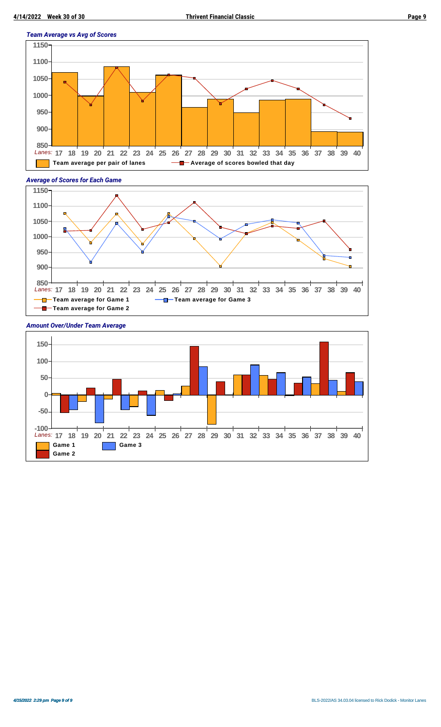*Team Average vs Avg of Scores*

1150
1100
1050
1000
950
900
850

Lanes: 17 18 19 20 21 22 23 24 25 26 27 28 29 30 31 32 33 34 35 36 37 38 39 40

Team average per pair of lanes — Average of scores bowled that day

*Average of Scores for Each Game*

1150
1100
1050
1000
950
900
850

Lanes: 17 18 19 20 21 22 23 24 25 26 27 28 29 30 31 32 33 34 35 36 37 38 39 40

Team average for Game 1 — Team average for Game 3 — Team average for Game 2

*Amount Over/Under Team Average*

150
100
50
0
-50
-100

Lanes: 17 18 19 20 21 22 23 24 25 26 27 28 29 30 31 32 33 34 35 36 37 38 39 40

Game 1 — Game 3 — Game 2

*4/15/2022 2:29 pm Page 9 of 9*

BLS-2022/AS 34.03.04 licensed to Rick Dodick - Monitor Lanes